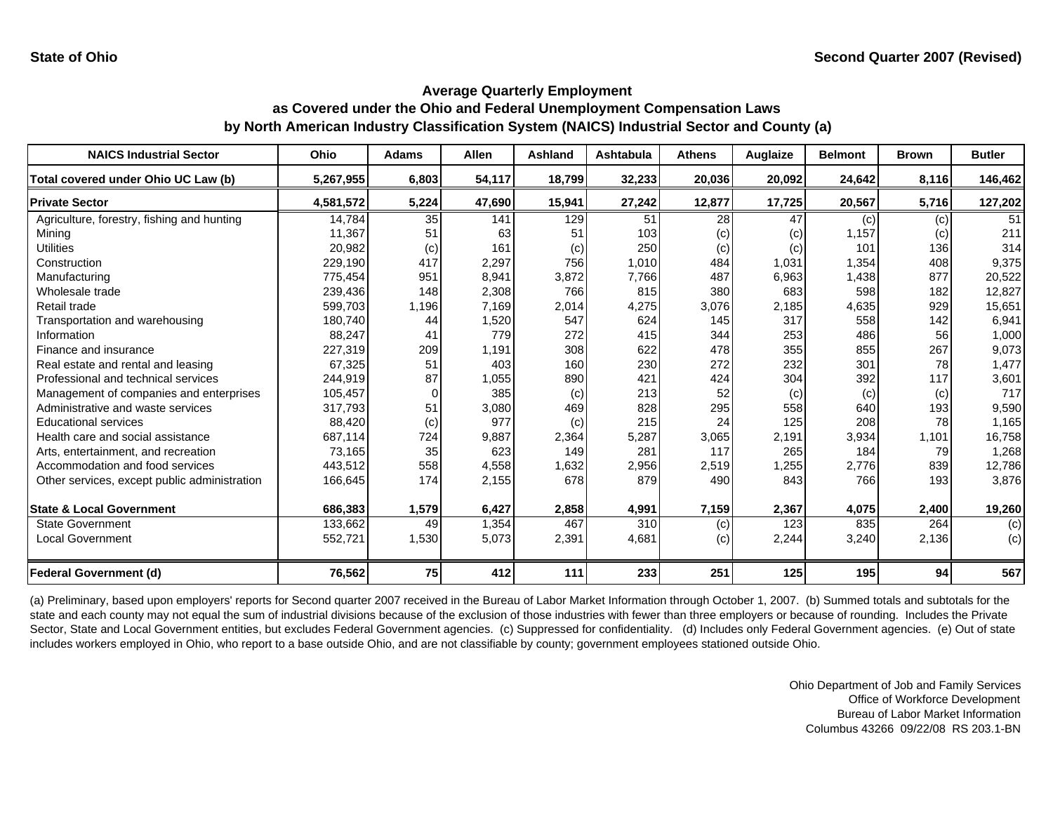State of Ohio

Second Quarter 2007 (Revised)

## Average Quarterly Employment as Covered under the Ohio and Federal Unemployment Compensation Laws by North American Industry Classification System (NAICS) Industrial Sector and County (a)

| NAICS Industrial Sector | Ohio | Adams | Allen | Ashland | Ashtabula | Athens | Auglaize | Belmont | Brown | Butler |
|---|---|---|---|---|---|---|---|---|---|---|
| **Total covered under Ohio UC Law (b)** | **5,267,955** | **6,803** | **54,117** | **18,799** | **32,233** | **20,036** | **20,092** | **24,642** | **8,116** | **146,462** |
| **Private Sector** | **4,581,572** | **5,224** | **47,690** | **15,941** | **27,242** | **12,877** | **17,725** | **20,567** | **5,716** | **127,202** |
| Agriculture, forestry, fishing and hunting | 14,784 | 35 | 141 | 129 | 51 | 28 | 47 | (c) | (c) | 51 |
| Mining | 11,367 | 51 | 63 | 51 | 103 | (c) | (c) | 1,157 | (c) | 211 |
| Utilities | 20,982 | (c) | 161 | (c) | 250 | (c) | (c) | 101 | 136 | 314 |
| Construction | 229,190 | 417 | 2,297 | 756 | 1,010 | 484 | 1,031 | 1,354 | 408 | 9,375 |
| Manufacturing | 775,454 | 951 | 8,941 | 3,872 | 7,766 | 487 | 6,963 | 1,438 | 877 | 20,522 |
| Wholesale trade | 239,436 | 148 | 2,308 | 766 | 815 | 380 | 683 | 598 | 182 | 12,827 |
| Retail trade | 599,703 | 1,196 | 7,169 | 2,014 | 4,275 | 3,076 | 2,185 | 4,635 | 929 | 15,651 |
| Transportation and warehousing | 180,740 | 44 | 1,520 | 547 | 624 | 145 | 317 | 558 | 142 | 6,941 |
| Information | 88,247 | 41 | 779 | 272 | 415 | 344 | 253 | 486 | 56 | 1,000 |
| Finance and insurance | 227,319 | 209 | 1,191 | 308 | 622 | 478 | 355 | 855 | 267 | 9,073 |
| Real estate and rental and leasing | 67,325 | 51 | 403 | 160 | 230 | 272 | 232 | 301 | 78 | 1,477 |
| Professional and technical services | 244,919 | 87 | 1,055 | 890 | 421 | 424 | 304 | 392 | 117 | 3,601 |
| Management of companies and enterprises | 105,457 | 0 | 385 | (c) | 213 | 52 | (c) | (c) | (c) | 717 |
| Administrative and waste services | 317,793 | 51 | 3,080 | 469 | 828 | 295 | 558 | 640 | 193 | 9,590 |
| Educational services | 88,420 | (c) | 977 | (c) | 215 | 24 | 125 | 208 | 78 | 1,165 |
| Health care and social assistance | 687,114 | 724 | 9,887 | 2,364 | 5,287 | 3,065 | 2,191 | 3,934 | 1,101 | 16,758 |
| Arts, entertainment, and recreation | 73,165 | 35 | 623 | 149 | 281 | 117 | 265 | 184 | 79 | 1,268 |
| Accommodation and food services | 443,512 | 558 | 4,558 | 1,632 | 2,956 | 2,519 | 1,255 | 2,776 | 839 | 12,786 |
| Other services, except public administration | 166,645 | 174 | 2,155 | 678 | 879 | 490 | 843 | 766 | 193 | 3,876 |
| **State & Local Government** | **686,383** | **1,579** | **6,427** | **2,858** | **4,991** | **7,159** | **2,367** | **4,075** | **2,400** | **19,260** |
| State Government | 133,662 | 49 | 1,354 | 467 | 310 | (c) | 123 | 835 | 264 | (c) |
| Local Government | 552,721 | 1,530 | 5,073 | 2,391 | 4,681 | (c) | 2,244 | 3,240 | 2,136 | (c) |
| **Federal Government (d)** | **76,562** | **75** | **412** | **111** | **233** | **251** | **125** | **195** | **94** | **567** |

(a) Preliminary, based upon employers' reports for Second quarter 2007 received in the Bureau of Labor Market Information through October 1, 2007. (b) Summed totals and subtotals for the state and each county may not equal the sum of industrial divisions because of the exclusion of those industries with fewer than three employers or because of rounding. Includes the Private Sector, State and Local Government entities, but excludes Federal Government agencies. (c) Suppressed for confidentiality. (d) Includes only Federal Government agencies. (e) Out of state includes workers employed in Ohio, who report to a base outside Ohio, and are not classifiable by county; government employees stationed outside Ohio.

Ohio Department of Job and Family Services
Office of Workforce Development
Bureau of Labor Market Information
Columbus 43266 09/22/08 RS 203.1-BN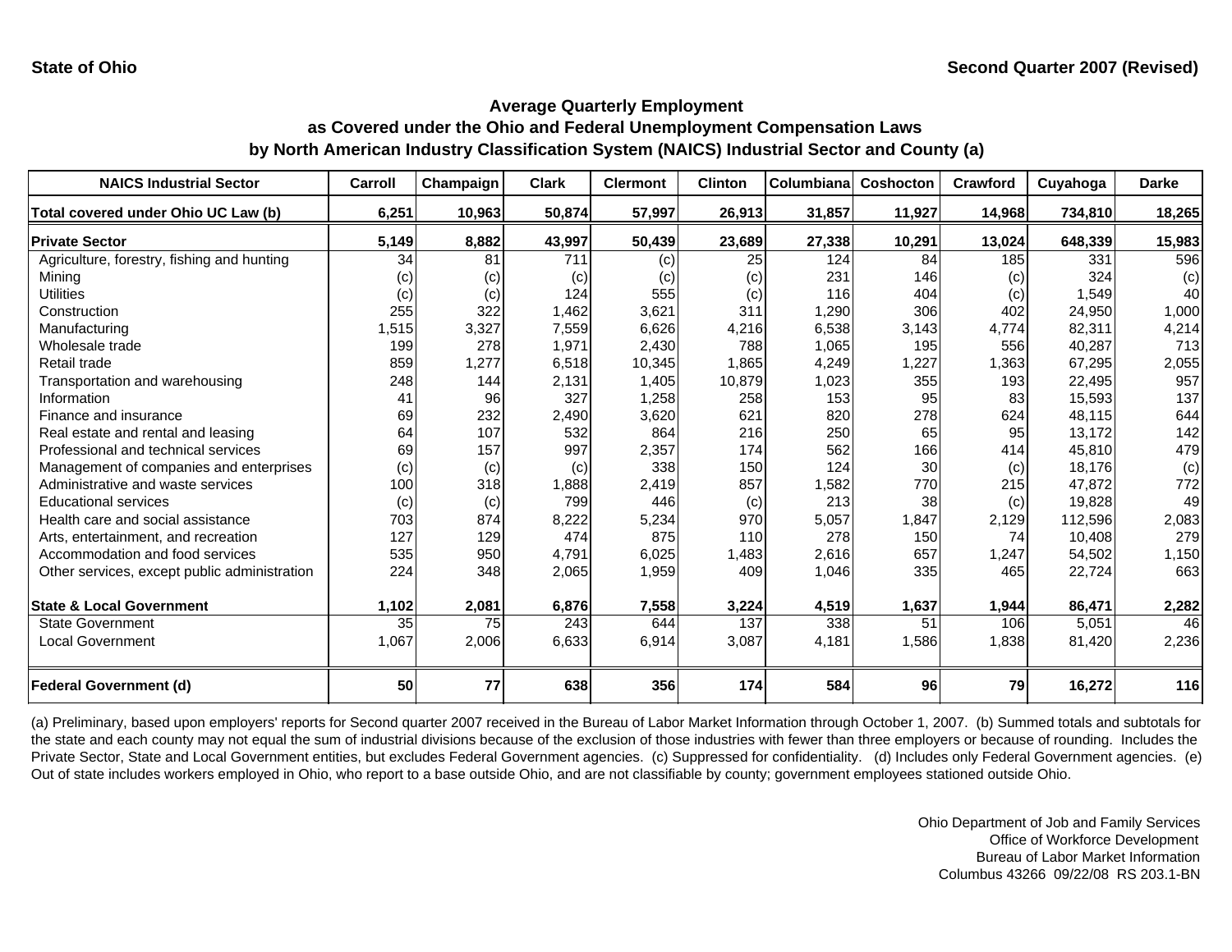State of Ohio

Second Quarter 2007 (Revised)

## Average Quarterly Employment as Covered under the Ohio and Federal Unemployment Compensation Laws by North American Industry Classification System (NAICS) Industrial Sector and County (a)

| NAICS Industrial Sector | Carroll | Champaign | Clark | Clermont | Clinton | Columbiana | Coshocton | Crawford | Cuyahoga | Darke |
|---|---|---|---|---|---|---|---|---|---|---|
| **Total covered under Ohio UC Law (b)** | **6,251** | **10,963** | **50,874** | **57,997** | **26,913** | **31,857** | **11,927** | **14,968** | **734,810** | **18,265** |
| **Private Sector** | **5,149** | **8,882** | **43,997** | **50,439** | **23,689** | **27,338** | **10,291** | **13,024** | **648,339** | **15,983** |
| Agriculture, forestry, fishing and hunting | 34 | 81 | 711 | (c) | 25 | 124 | 84 | 185 | 331 | 596 |
| Mining | (c) | (c) | (c) | (c) | (c) | 231 | 146 | (c) | 324 | (c) |
| Utilities | (c) | (c) | 124 | 555 | (c) | 116 | 404 | (c) | 1,549 | 40 |
| Construction | 255 | 322 | 1,462 | 3,621 | 311 | 1,290 | 306 | 402 | 24,950 | 1,000 |
| Manufacturing | 1,515 | 3,327 | 7,559 | 6,626 | 4,216 | 6,538 | 3,143 | 4,774 | 82,311 | 4,214 |
| Wholesale trade | 199 | 278 | 1,971 | 2,430 | 788 | 1,065 | 195 | 556 | 40,287 | 713 |
| Retail trade | 859 | 1,277 | 6,518 | 10,345 | 1,865 | 4,249 | 1,227 | 1,363 | 67,295 | 2,055 |
| Transportation and warehousing | 248 | 144 | 2,131 | 1,405 | 10,879 | 1,023 | 355 | 193 | 22,495 | 957 |
| Information | 41 | 96 | 327 | 1,258 | 258 | 153 | 95 | 83 | 15,593 | 137 |
| Finance and insurance | 69 | 232 | 2,490 | 3,620 | 621 | 820 | 278 | 624 | 48,115 | 644 |
| Real estate and rental and leasing | 64 | 107 | 532 | 864 | 216 | 250 | 65 | 95 | 13,172 | 142 |
| Professional and technical services | 69 | 157 | 997 | 2,357 | 174 | 562 | 166 | 414 | 45,810 | 479 |
| Management of companies and enterprises | (c) | (c) | (c) | 338 | 150 | 124 | 30 | (c) | 18,176 | (c) |
| Administrative and waste services | 100 | 318 | 1,888 | 2,419 | 857 | 1,582 | 770 | 215 | 47,872 | 772 |
| Educational services | (c) | (c) | 799 | 446 | (c) | 213 | 38 | (c) | 19,828 | 49 |
| Health care and social assistance | 703 | 874 | 8,222 | 5,234 | 970 | 5,057 | 1,847 | 2,129 | 112,596 | 2,083 |
| Arts, entertainment, and recreation | 127 | 129 | 474 | 875 | 110 | 278 | 150 | 74 | 10,408 | 279 |
| Accommodation and food services | 535 | 950 | 4,791 | 6,025 | 1,483 | 2,616 | 657 | 1,247 | 54,502 | 1,150 |
| Other services, except public administration | 224 | 348 | 2,065 | 1,959 | 409 | 1,046 | 335 | 465 | 22,724 | 663 |
| **State & Local Government** | **1,102** | **2,081** | **6,876** | **7,558** | **3,224** | **4,519** | **1,637** | **1,944** | **86,471** | **2,282** |
| State Government | 35 | 75 | 243 | 644 | 137 | 338 | 51 | 106 | 5,051 | 46 |
| Local Government | 1,067 | 2,006 | 6,633 | 6,914 | 3,087 | 4,181 | 1,586 | 1,838 | 81,420 | 2,236 |
| **Federal Government (d)** | **50** | **77** | **638** | **356** | **174** | **584** | **96** | **79** | **16,272** | **116** |

(a) Preliminary, based upon employers' reports for Second quarter 2007 received in the Bureau of Labor Market Information through October 1, 2007. (b) Summed totals and subtotals for the state and each county may not equal the sum of industrial divisions because of the exclusion of those industries with fewer than three employers or because of rounding. Includes the Private Sector, State and Local Government entities, but excludes Federal Government agencies. (c) Suppressed for confidentiality. (d) Includes only Federal Government agencies. (e) Out of state includes workers employed in Ohio, who report to a base outside Ohio, and are not classifiable by county; government employees stationed outside Ohio.

Ohio Department of Job and Family Services
Office of Workforce Development
Bureau of Labor Market Information
Columbus 43266 09/22/08 RS 203.1-BN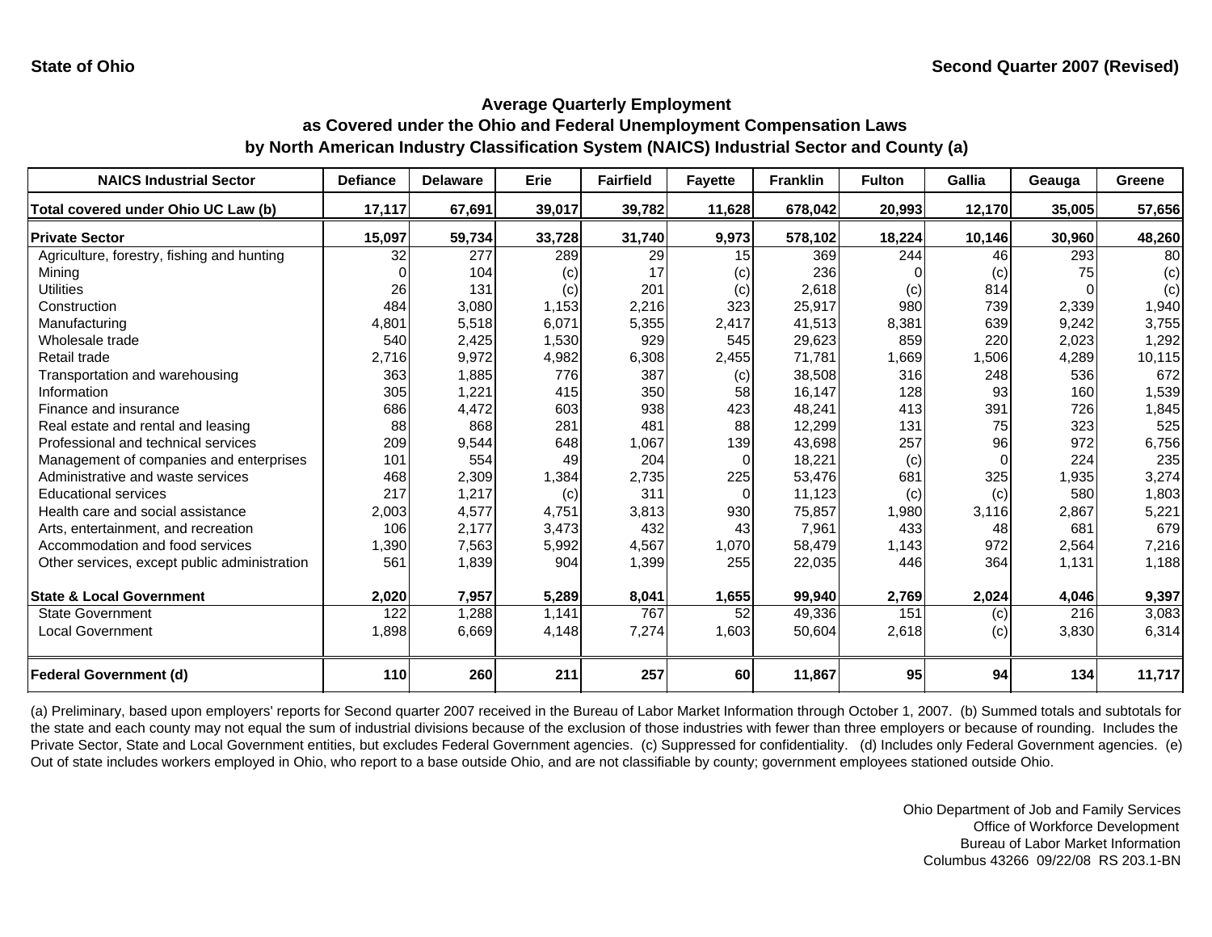State of Ohio

Second Quarter 2007 (Revised)

## Average Quarterly Employment
## as Covered under the Ohio and Federal Unemployment Compensation Laws
## by North American Industry Classification System (NAICS) Industrial Sector and County (a)

| NAICS Industrial Sector | Defiance | Delaware | Erie | Fairfield | Fayette | Franklin | Fulton | Gallia | Geauga | Greene |
|---|---|---|---|---|---|---|---|---|---|---|
| **Total covered under Ohio UC Law (b)** | **17,117** | **67,691** | **39,017** | **39,782** | **11,628** | **678,042** | **20,993** | **12,170** | **35,005** | **57,656** |
| **Private Sector** | **15,097** | **59,734** | **33,728** | **31,740** | **9,973** | **578,102** | **18,224** | **10,146** | **30,960** | **48,260** |
| Agriculture, forestry, fishing and hunting | 32 | 277 | 289 | 29 | 15 | 369 | 244 | 46 | 293 | 80 |
| Mining | 0 | 104 | (c) | 17 | (c) | 236 | 0 | (c) | 75 | (c) |
| Utilities | 26 | 131 | (c) | 201 | (c) | 2,618 | (c) | 814 | 0 | (c) |
| Construction | 484 | 3,080 | 1,153 | 2,216 | 323 | 25,917 | 980 | 739 | 2,339 | 1,940 |
| Manufacturing | 4,801 | 5,518 | 6,071 | 5,355 | 2,417 | 41,513 | 8,381 | 639 | 9,242 | 3,755 |
| Wholesale trade | 540 | 2,425 | 1,530 | 929 | 545 | 29,623 | 859 | 220 | 2,023 | 1,292 |
| Retail trade | 2,716 | 9,972 | 4,982 | 6,308 | 2,455 | 71,781 | 1,669 | 1,506 | 4,289 | 10,115 |
| Transportation and warehousing | 363 | 1,885 | 776 | 387 | (c) | 38,508 | 316 | 248 | 536 | 672 |
| Information | 305 | 1,221 | 415 | 350 | 58 | 16,147 | 128 | 93 | 160 | 1,539 |
| Finance and insurance | 686 | 4,472 | 603 | 938 | 423 | 48,241 | 413 | 391 | 726 | 1,845 |
| Real estate and rental and leasing | 88 | 868 | 281 | 481 | 88 | 12,299 | 131 | 75 | 323 | 525 |
| Professional and technical services | 209 | 9,544 | 648 | 1,067 | 139 | 43,698 | 257 | 96 | 972 | 6,756 |
| Management of companies and enterprises | 101 | 554 | 49 | 204 | 0 | 18,221 | (c) | 0 | 224 | 235 |
| Administrative and waste services | 468 | 2,309 | 1,384 | 2,735 | 225 | 53,476 | 681 | 325 | 1,935 | 3,274 |
| Educational services | 217 | 1,217 | (c) | 311 | 0 | 11,123 | (c) | (c) | 580 | 1,803 |
| Health care and social assistance | 2,003 | 4,577 | 4,751 | 3,813 | 930 | 75,857 | 1,980 | 3,116 | 2,867 | 5,221 |
| Arts, entertainment, and recreation | 106 | 2,177 | 3,473 | 432 | 43 | 7,961 | 433 | 48 | 681 | 679 |
| Accommodation and food services | 1,390 | 7,563 | 5,992 | 4,567 | 1,070 | 58,479 | 1,143 | 972 | 2,564 | 7,216 |
| Other services, except public administration | 561 | 1,839 | 904 | 1,399 | 255 | 22,035 | 446 | 364 | 1,131 | 1,188 |
| **State & Local Government** | **2,020** | **7,957** | **5,289** | **8,041** | **1,655** | **99,940** | **2,769** | **2,024** | **4,046** | **9,397** |
| State Government | 122 | 1,288 | 1,141 | 767 | 52 | 49,336 | 151 | (c) | 216 | 3,083 |
| Local Government | 1,898 | 6,669 | 4,148 | 7,274 | 1,603 | 50,604 | 2,618 | (c) | 3,830 | 6,314 |
| **Federal Government (d)** | **110** | **260** | **211** | **257** | **60** | **11,867** | **95** | **94** | **134** | **11,717** |

(a) Preliminary, based upon employers' reports for Second quarter 2007 received in the Bureau of Labor Market Information through October 1, 2007. (b) Summed totals and subtotals for the state and each county may not equal the sum of industrial divisions because of the exclusion of those industries with fewer than three employers or because of rounding. Includes the Private Sector, State and Local Government entities, but excludes Federal Government agencies. (c) Suppressed for confidentiality. (d) Includes only Federal Government agencies. (e) Out of state includes workers employed in Ohio, who report to a base outside Ohio, and are not classifiable by county; government employees stationed outside Ohio.

Ohio Department of Job and Family Services
Office of Workforce Development
Bureau of Labor Market Information
Columbus 43266 09/22/08 RS 203.1-BN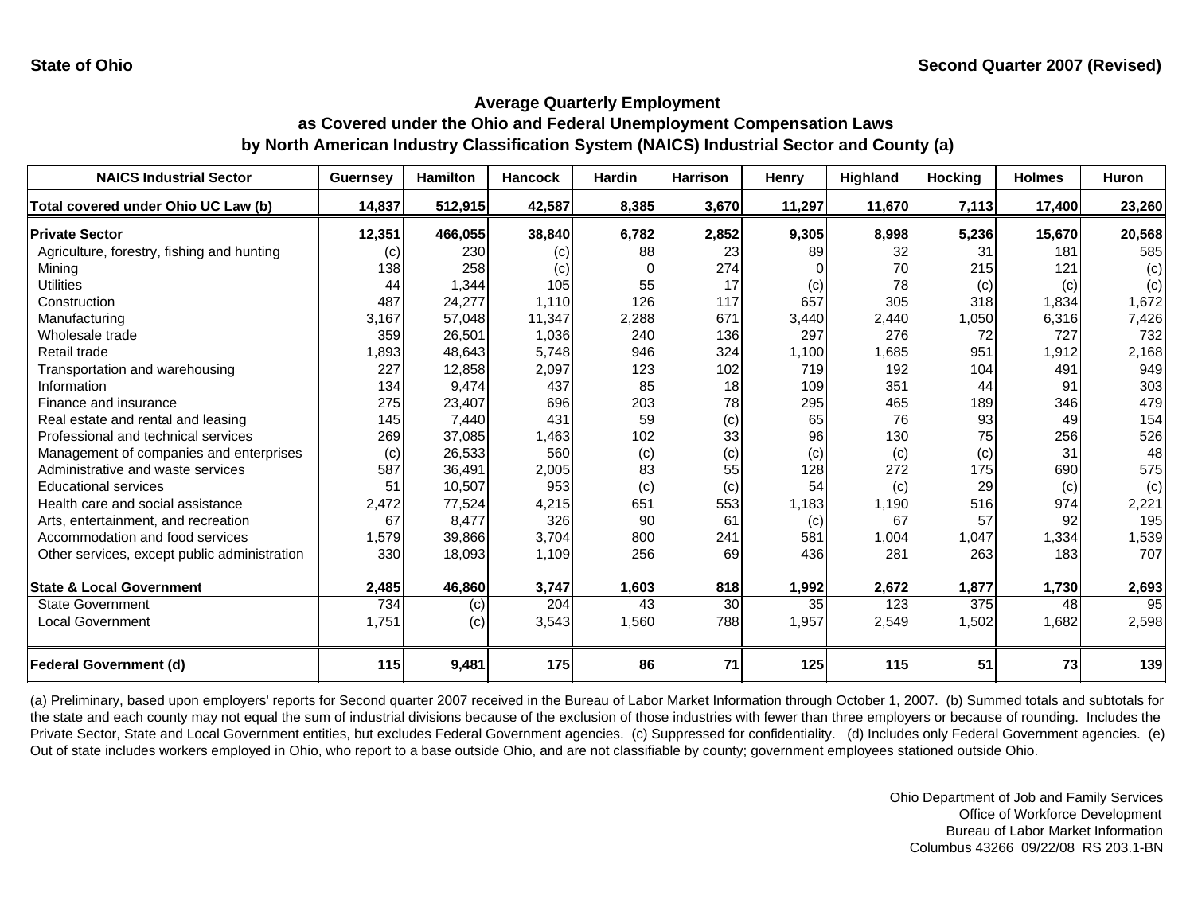State of Ohio | Second Quarter 2007 (Revised)

## Average Quarterly Employment
## as Covered under the Ohio and Federal Unemployment Compensation Laws
## by North American Industry Classification System (NAICS) Industrial Sector and County (a)

| NAICS Industrial Sector | Guernsey | Hamilton | Hancock | Hardin | Harrison | Henry | Highland | Hocking | Holmes | Huron |
|---|---|---|---|---|---|---|---|---|---|---|
| **Total covered under Ohio UC Law (b)** | **14,837** | **512,915** | **42,587** | **8,385** | **3,670** | **11,297** | **11,670** | **7,113** | **17,400** | **23,260** |
| **Private Sector** | **12,351** | **466,055** | **38,840** | **6,782** | **2,852** | **9,305** | **8,998** | **5,236** | **15,670** | **20,568** |
| Agriculture, forestry, fishing and hunting | (c) | 230 | (c) | 88 | 23 | 89 | 32 | 31 | 181 | 585 |
| Mining | 138 | 258 | (c) | 0 | 274 | 0 | 70 | 215 | 121 | (c) |
| Utilities | 44 | 1,344 | 105 | 55 | 17 | (c) | 78 | (c) | (c) | (c) |
| Construction | 487 | 24,277 | 1,110 | 126 | 117 | 657 | 305 | 318 | 1,834 | 1,672 |
| Manufacturing | 3,167 | 57,048 | 11,347 | 2,288 | 671 | 3,440 | 2,440 | 1,050 | 6,316 | 7,426 |
| Wholesale trade | 359 | 26,501 | 1,036 | 240 | 136 | 297 | 276 | 72 | 727 | 732 |
| Retail trade | 1,893 | 48,643 | 5,748 | 946 | 324 | 1,100 | 1,685 | 951 | 1,912 | 2,168 |
| Transportation and warehousing | 227 | 12,858 | 2,097 | 123 | 102 | 719 | 192 | 104 | 491 | 949 |
| Information | 134 | 9,474 | 437 | 85 | 18 | 109 | 351 | 44 | 91 | 303 |
| Finance and insurance | 275 | 23,407 | 696 | 203 | 78 | 295 | 465 | 189 | 346 | 479 |
| Real estate and rental and leasing | 145 | 7,440 | 431 | 59 | (c) | 65 | 76 | 93 | 49 | 154 |
| Professional and technical services | 269 | 37,085 | 1,463 | 102 | 33 | 96 | 130 | 75 | 256 | 526 |
| Management of companies and enterprises | (c) | 26,533 | 560 | (c) | (c) | (c) | (c) | (c) | 31 | 48 |
| Administrative and waste services | 587 | 36,491 | 2,005 | 83 | 55 | 128 | 272 | 175 | 690 | 575 |
| Educational services | 51 | 10,507 | 953 | (c) | (c) | 54 | (c) | 29 | (c) | (c) |
| Health care and social assistance | 2,472 | 77,524 | 4,215 | 651 | 553 | 1,183 | 1,190 | 516 | 974 | 2,221 |
| Arts, entertainment, and recreation | 67 | 8,477 | 326 | 90 | 61 | (c) | 67 | 57 | 92 | 195 |
| Accommodation and food services | 1,579 | 39,866 | 3,704 | 800 | 241 | 581 | 1,004 | 1,047 | 1,334 | 1,539 |
| Other services, except public administration | 330 | 18,093 | 1,109 | 256 | 69 | 436 | 281 | 263 | 183 | 707 |
| **State & Local Government** | **2,485** | **46,860** | **3,747** | **1,603** | **818** | **1,992** | **2,672** | **1,877** | **1,730** | **2,693** |
| State Government | 734 | (c) | 204 | 43 | 30 | 35 | 123 | 375 | 48 | 95 |
| Local Government | 1,751 | (c) | 3,543 | 1,560 | 788 | 1,957 | 2,549 | 1,502 | 1,682 | 2,598 |
| **Federal Government (d)** | **115** | **9,481** | **175** | **86** | **71** | **125** | **115** | **51** | **73** | **139** |

(a) Preliminary, based upon employers' reports for Second quarter 2007 received in the Bureau of Labor Market Information through October 1, 2007. (b) Summed totals and subtotals for the state and each county may not equal the sum of industrial divisions because of the exclusion of those industries with fewer than three employers or because of rounding. Includes the Private Sector, State and Local Government entities, but excludes Federal Government agencies. (c) Suppressed for confidentiality. (d) Includes only Federal Government agencies. (e) Out of state includes workers employed in Ohio, who report to a base outside Ohio, and are not classifiable by county; government employees stationed outside Ohio.

Ohio Department of Job and Family Services
Office of Workforce Development
Bureau of Labor Market Information
Columbus 43266 09/22/08 RS 203.1-BN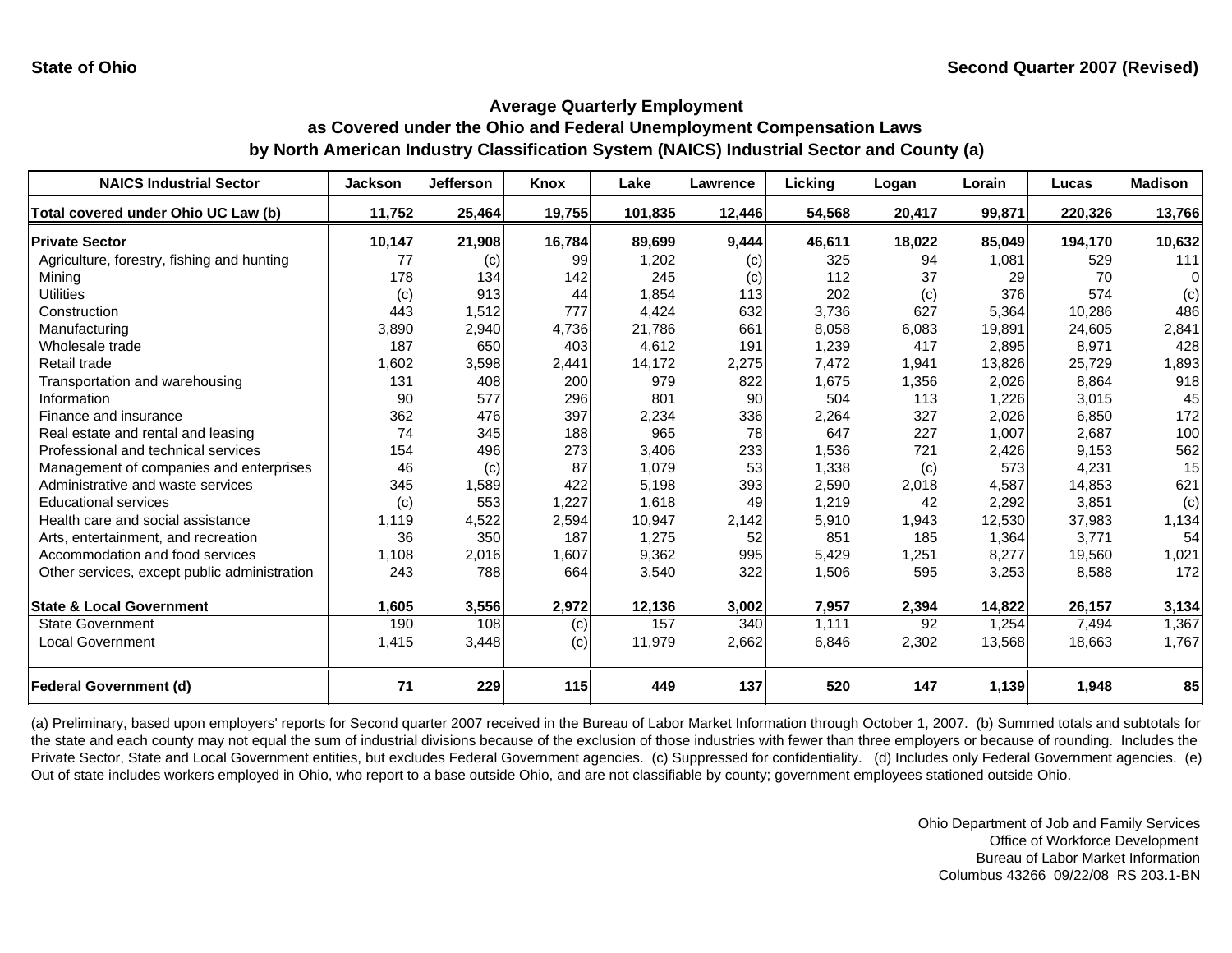State of Ohio — Second Quarter 2007 (Revised)

## Average Quarterly Employment as Covered under the Ohio and Federal Unemployment Compensation Laws by North American Industry Classification System (NAICS) Industrial Sector and County (a)

| NAICS Industrial Sector | Jackson | Jefferson | Knox | Lake | Lawrence | Licking | Logan | Lorain | Lucas | Madison |
|---|---|---|---|---|---|---|---|---|---|---|
| **Total covered under Ohio UC Law (b)** | **11,752** | **25,464** | **19,755** | **101,835** | **12,446** | **54,568** | **20,417** | **99,871** | **220,326** | **13,766** |
| **Private Sector** | **10,147** | **21,908** | **16,784** | **89,699** | **9,444** | **46,611** | **18,022** | **85,049** | **194,170** | **10,632** |
| Agriculture, forestry, fishing and hunting | 77 | (c) | 99 | 1,202 | (c) | 325 | 94 | 1,081 | 529 | 111 |
| Mining | 178 | 134 | 142 | 245 | (c) | 112 | 37 | 29 | 70 | 0 |
| Utilities | (c) | 913 | 44 | 1,854 | 113 | 202 | (c) | 376 | 574 | (c) |
| Construction | 443 | 1,512 | 777 | 4,424 | 632 | 3,736 | 627 | 5,364 | 10,286 | 486 |
| Manufacturing | 3,890 | 2,940 | 4,736 | 21,786 | 661 | 8,058 | 6,083 | 19,891 | 24,605 | 2,841 |
| Wholesale trade | 187 | 650 | 403 | 4,612 | 191 | 1,239 | 417 | 2,895 | 8,971 | 428 |
| Retail trade | 1,602 | 3,598 | 2,441 | 14,172 | 2,275 | 7,472 | 1,941 | 13,826 | 25,729 | 1,893 |
| Transportation and warehousing | 131 | 408 | 200 | 979 | 822 | 1,675 | 1,356 | 2,026 | 8,864 | 918 |
| Information | 90 | 577 | 296 | 801 | 90 | 504 | 113 | 1,226 | 3,015 | 45 |
| Finance and insurance | 362 | 476 | 397 | 2,234 | 336 | 2,264 | 327 | 2,026 | 6,850 | 172 |
| Real estate and rental and leasing | 74 | 345 | 188 | 965 | 78 | 647 | 227 | 1,007 | 2,687 | 100 |
| Professional and technical services | 154 | 496 | 273 | 3,406 | 233 | 1,536 | 721 | 2,426 | 9,153 | 562 |
| Management of companies and enterprises | 46 | (c) | 87 | 1,079 | 53 | 1,338 | (c) | 573 | 4,231 | 15 |
| Administrative and waste services | 345 | 1,589 | 422 | 5,198 | 393 | 2,590 | 2,018 | 4,587 | 14,853 | 621 |
| Educational services | (c) | 553 | 1,227 | 1,618 | 49 | 1,219 | 42 | 2,292 | 3,851 | (c) |
| Health care and social assistance | 1,119 | 4,522 | 2,594 | 10,947 | 2,142 | 5,910 | 1,943 | 12,530 | 37,983 | 1,134 |
| Arts, entertainment, and recreation | 36 | 350 | 187 | 1,275 | 52 | 851 | 185 | 1,364 | 3,771 | 54 |
| Accommodation and food services | 1,108 | 2,016 | 1,607 | 9,362 | 995 | 5,429 | 1,251 | 8,277 | 19,560 | 1,021 |
| Other services, except public administration | 243 | 788 | 664 | 3,540 | 322 | 1,506 | 595 | 3,253 | 8,588 | 172 |
| **State & Local Government** | **1,605** | **3,556** | **2,972** | **12,136** | **3,002** | **7,957** | **2,394** | **14,822** | **26,157** | **3,134** |
| State Government | 190 | 108 | (c) | 157 | 340 | 1,111 | 92 | 1,254 | 7,494 | 1,367 |
| Local Government | 1,415 | 3,448 | (c) | 11,979 | 2,662 | 6,846 | 2,302 | 13,568 | 18,663 | 1,767 |
| **Federal Government (d)** | **71** | **229** | **115** | **449** | **137** | **520** | **147** | **1,139** | **1,948** | **85** |

(a) Preliminary, based upon employers' reports for Second quarter 2007 received in the Bureau of Labor Market Information through October 1, 2007. (b) Summed totals and subtotals for the state and each county may not equal the sum of industrial divisions because of the exclusion of those industries with fewer than three employers or because of rounding. Includes the Private Sector, State and Local Government entities, but excludes Federal Government agencies. (c) Suppressed for confidentiality. (d) Includes only Federal Government agencies. (e) Out of state includes workers employed in Ohio, who report to a base outside Ohio, and are not classifiable by county; government employees stationed outside Ohio.

Ohio Department of Job and Family Services
Office of Workforce Development
Bureau of Labor Market Information
Columbus 43266 09/22/08 RS 203.1-BN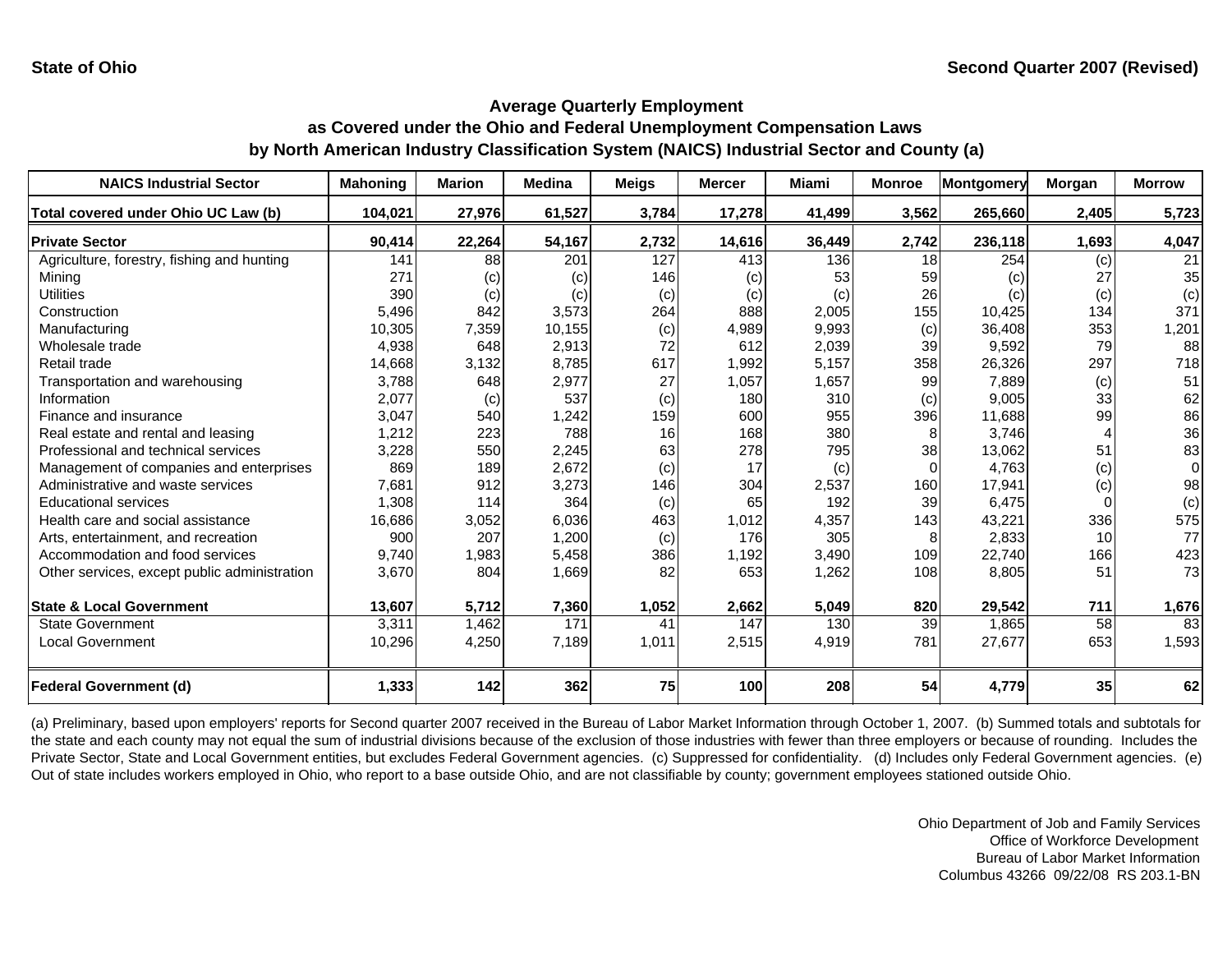**State of Ohio** **Second Quarter 2007 (Revised)**

## Average Quarterly Employment
## as Covered under the Ohio and Federal Unemployment Compensation Laws
## by North American Industry Classification System (NAICS) Industrial Sector and County (a)

| NAICS Industrial Sector | Mahoning | Marion | Medina | Meigs | Mercer | Miami | Monroe | Montgomery | Morgan | Morrow |
|---|---|---|---|---|---|---|---|---|---|---|
| **Total covered under Ohio UC Law (b)** | **104,021** | **27,976** | **61,527** | **3,784** | **17,278** | **41,499** | **3,562** | **265,660** | **2,405** | **5,723** |
| **Private Sector** | **90,414** | **22,264** | **54,167** | **2,732** | **14,616** | **36,449** | **2,742** | **236,118** | **1,693** | **4,047** |
| Agriculture, forestry, fishing and hunting | 141 | 88 | 201 | 127 | 413 | 136 | 18 | 254 | (c) | 21 |
| Mining | 271 | (c) | (c) | 146 | (c) | 53 | 59 | (c) | 27 | 35 |
| Utilities | 390 | (c) | (c) | (c) | (c) | (c) | 26 | (c) | (c) | (c) |
| Construction | 5,496 | 842 | 3,573 | 264 | 888 | 2,005 | 155 | 10,425 | 134 | 371 |
| Manufacturing | 10,305 | 7,359 | 10,155 | (c) | 4,989 | 9,993 | (c) | 36,408 | 353 | 1,201 |
| Wholesale trade | 4,938 | 648 | 2,913 | 72 | 612 | 2,039 | 39 | 9,592 | 79 | 88 |
| Retail trade | 14,668 | 3,132 | 8,785 | 617 | 1,992 | 5,157 | 358 | 26,326 | 297 | 718 |
| Transportation and warehousing | 3,788 | 648 | 2,977 | 27 | 1,057 | 1,657 | 99 | 7,889 | (c) | 51 |
| Information | 2,077 | (c) | 537 | (c) | 180 | 310 | (c) | 9,005 | 33 | 62 |
| Finance and insurance | 3,047 | 540 | 1,242 | 159 | 600 | 955 | 396 | 11,688 | 99 | 86 |
| Real estate and rental and leasing | 1,212 | 223 | 788 | 16 | 168 | 380 | 8 | 3,746 | 4 | 36 |
| Professional and technical services | 3,228 | 550 | 2,245 | 63 | 278 | 795 | 38 | 13,062 | 51 | 83 |
| Management of companies and enterprises | 869 | 189 | 2,672 | (c) | 17 | (c) | 0 | 4,763 | (c) | 0 |
| Administrative and waste services | 7,681 | 912 | 3,273 | 146 | 304 | 2,537 | 160 | 17,941 | (c) | 98 |
| Educational services | 1,308 | 114 | 364 | (c) | 65 | 192 | 39 | 6,475 | 0 | (c) |
| Health care and social assistance | 16,686 | 3,052 | 6,036 | 463 | 1,012 | 4,357 | 143 | 43,221 | 336 | 575 |
| Arts, entertainment, and recreation | 900 | 207 | 1,200 | (c) | 176 | 305 | 8 | 2,833 | 10 | 77 |
| Accommodation and food services | 9,740 | 1,983 | 5,458 | 386 | 1,192 | 3,490 | 109 | 22,740 | 166 | 423 |
| Other services, except public administration | 3,670 | 804 | 1,669 | 82 | 653 | 1,262 | 108 | 8,805 | 51 | 73 |
| **State & Local Government** | **13,607** | **5,712** | **7,360** | **1,052** | **2,662** | **5,049** | **820** | **29,542** | **711** | **1,676** |
| State Government | 3,311 | 1,462 | 171 | 41 | 147 | 130 | 39 | 1,865 | 58 | 83 |
| Local Government | 10,296 | 4,250 | 7,189 | 1,011 | 2,515 | 4,919 | 781 | 27,677 | 653 | 1,593 |
| **Federal Government (d)** | **1,333** | **142** | **362** | **75** | **100** | **208** | **54** | **4,779** | **35** | **62** |

(a) Preliminary, based upon employers' reports for Second quarter 2007 received in the Bureau of Labor Market Information through October 1, 2007. (b) Summed totals and subtotals for the state and each county may not equal the sum of industrial divisions because of the exclusion of those industries with fewer than three employers or because of rounding. Includes the Private Sector, State and Local Government entities, but excludes Federal Government agencies. (c) Suppressed for confidentiality. (d) Includes only Federal Government agencies. (e) Out of state includes workers employed in Ohio, who report to a base outside Ohio, and are not classifiable by county; government employees stationed outside Ohio.

Ohio Department of Job and Family Services
Office of Workforce Development
Bureau of Labor Market Information
Columbus 43266 09/22/08 RS 203.1-BN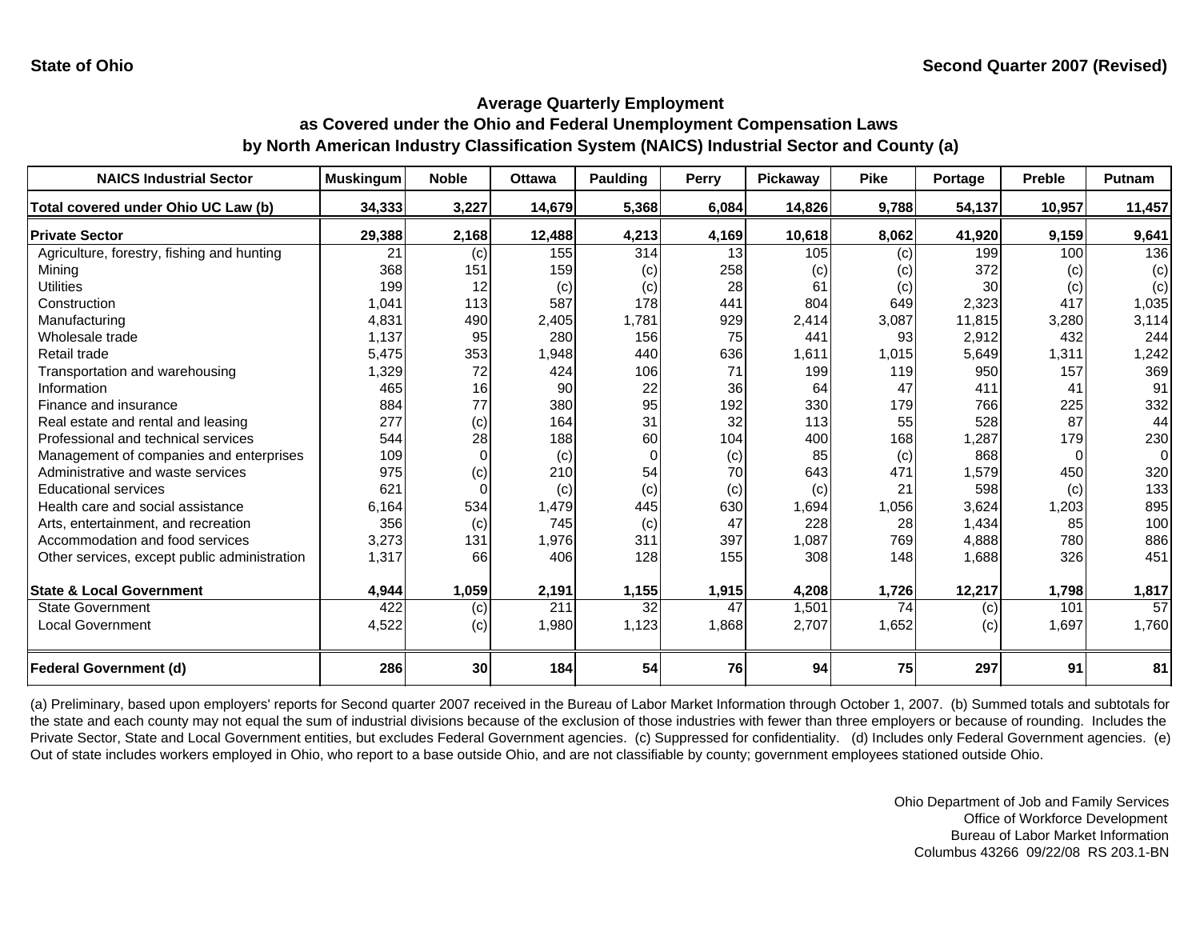**State of Ohio** **Second Quarter 2007 (Revised)**

## Average Quarterly Employment as Covered under the Ohio and Federal Unemployment Compensation Laws by North American Industry Classification System (NAICS) Industrial Sector and County (a)

| NAICS Industrial Sector | Muskingum | Noble | Ottawa | Paulding | Perry | Pickaway | Pike | Portage | Preble | Putnam |
|---|---|---|---|---|---|---|---|---|---|---|
| **Total covered under Ohio UC Law (b)** | **34,333** | **3,227** | **14,679** | **5,368** | **6,084** | **14,826** | **9,788** | **54,137** | **10,957** | **11,457** |
| **Private Sector** | **29,388** | **2,168** | **12,488** | **4,213** | **4,169** | **10,618** | **8,062** | **41,920** | **9,159** | **9,641** |
| Agriculture, forestry, fishing and hunting | 21 | (c) | 155 | 314 | 13 | 105 | (c) | 199 | 100 | 136 |
| Mining | 368 | 151 | 159 | (c) | 258 | (c) | (c) | 372 | (c) | (c) |
| Utilities | 199 | 12 | (c) | (c) | 28 | 61 | (c) | 30 | (c) | (c) |
| Construction | 1,041 | 113 | 587 | 178 | 441 | 804 | 649 | 2,323 | 417 | 1,035 |
| Manufacturing | 4,831 | 490 | 2,405 | 1,781 | 929 | 2,414 | 3,087 | 11,815 | 3,280 | 3,114 |
| Wholesale trade | 1,137 | 95 | 280 | 156 | 75 | 441 | 93 | 2,912 | 432 | 244 |
| Retail trade | 5,475 | 353 | 1,948 | 440 | 636 | 1,611 | 1,015 | 5,649 | 1,311 | 1,242 |
| Transportation and warehousing | 1,329 | 72 | 424 | 106 | 71 | 199 | 119 | 950 | 157 | 369 |
| Information | 465 | 16 | 90 | 22 | 36 | 64 | 47 | 411 | 41 | 91 |
| Finance and insurance | 884 | 77 | 380 | 95 | 192 | 330 | 179 | 766 | 225 | 332 |
| Real estate and rental and leasing | 277 | (c) | 164 | 31 | 32 | 113 | 55 | 528 | 87 | 44 |
| Professional and technical services | 544 | 28 | 188 | 60 | 104 | 400 | 168 | 1,287 | 179 | 230 |
| Management of companies and enterprises | 109 | 0 | (c) | 0 | (c) | 85 | (c) | 868 | 0 | 0 |
| Administrative and waste services | 975 | (c) | 210 | 54 | 70 | 643 | 471 | 1,579 | 450 | 320 |
| Educational services | 621 | 0 | (c) | (c) | (c) | (c) | 21 | 598 | (c) | 133 |
| Health care and social assistance | 6,164 | 534 | 1,479 | 445 | 630 | 1,694 | 1,056 | 3,624 | 1,203 | 895 |
| Arts, entertainment, and recreation | 356 | (c) | 745 | (c) | 47 | 228 | 28 | 1,434 | 85 | 100 |
| Accommodation and food services | 3,273 | 131 | 1,976 | 311 | 397 | 1,087 | 769 | 4,888 | 780 | 886 |
| Other services, except public administration | 1,317 | 66 | 406 | 128 | 155 | 308 | 148 | 1,688 | 326 | 451 |
| **State & Local Government** | **4,944** | **1,059** | **2,191** | **1,155** | **1,915** | **4,208** | **1,726** | **12,217** | **1,798** | **1,817** |
| State Government | 422 | (c) | 211 | 32 | 47 | 1,501 | 74 | (c) | 101 | 57 |
| Local Government | 4,522 | (c) | 1,980 | 1,123 | 1,868 | 2,707 | 1,652 | (c) | 1,697 | 1,760 |
| **Federal Government (d)** | **286** | **30** | **184** | **54** | **76** | **94** | **75** | **297** | **91** | **81** |

(a) Preliminary, based upon employers' reports for Second quarter 2007 received in the Bureau of Labor Market Information through October 1, 2007. (b) Summed totals and subtotals for the state and each county may not equal the sum of industrial divisions because of the exclusion of those industries with fewer than three employers or because of rounding. Includes the Private Sector, State and Local Government entities, but excludes Federal Government agencies. (c) Suppressed for confidentiality. (d) Includes only Federal Government agencies. (e) Out of state includes workers employed in Ohio, who report to a base outside Ohio, and are not classifiable by county; government employees stationed outside Ohio.

Ohio Department of Job and Family Services
Office of Workforce Development
Bureau of Labor Market Information
Columbus 43266 09/22/08 RS 203.1-BN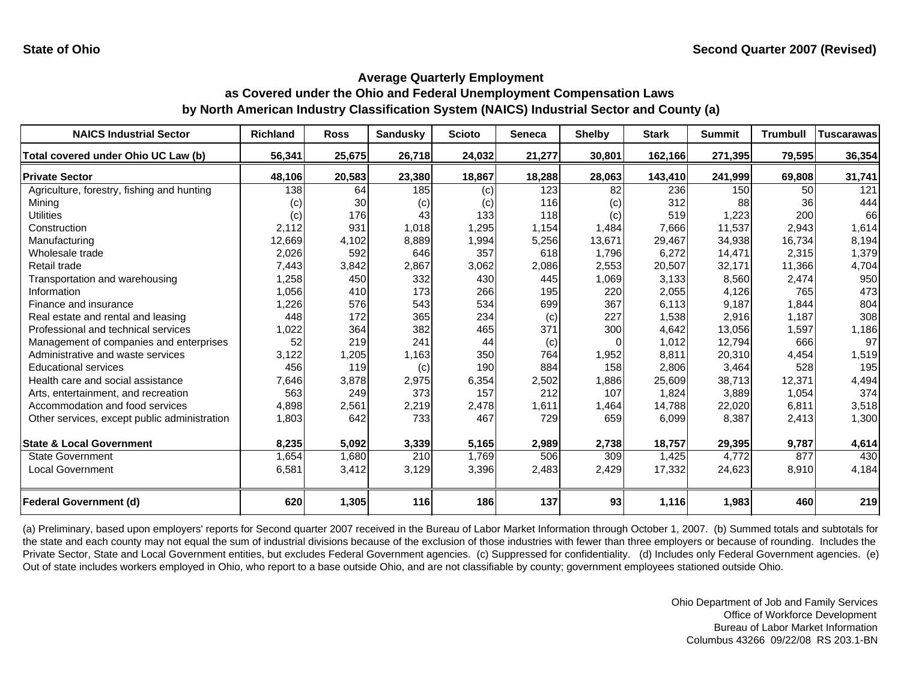State of Ohio

Second Quarter 2007 (Revised)

## Average Quarterly Employment as Covered under the Ohio and Federal Unemployment Compensation Laws by North American Industry Classification System (NAICS) Industrial Sector and County (a)

| NAICS Industrial Sector | Richland | Ross | Sandusky | Scioto | Seneca | Shelby | Stark | Summit | Trumbull | Tuscarawas |
|---|---|---|---|---|---|---|---|---|---|---|
| **Total covered under Ohio UC Law (b)** | **56,341** | **25,675** | **26,718** | **24,032** | **21,277** | **30,801** | **162,166** | **271,395** | **79,595** | **36,354** |
| **Private Sector** | **48,106** | **20,583** | **23,380** | **18,867** | **18,288** | **28,063** | **143,410** | **241,999** | **69,808** | **31,741** |
| Agriculture, forestry, fishing and hunting | 138 | 64 | 185 | (c) | 123 | 82 | 236 | 150 | 50 | 121 |
| Mining | (c) | 30 | (c) | (c) | 116 | (c) | 312 | 88 | 36 | 444 |
| Utilities | (c) | 176 | 43 | 133 | 118 | (c) | 519 | 1,223 | 200 | 66 |
| Construction | 2,112 | 931 | 1,018 | 1,295 | 1,154 | 1,484 | 7,666 | 11,537 | 2,943 | 1,614 |
| Manufacturing | 12,669 | 4,102 | 8,889 | 1,994 | 5,256 | 13,671 | 29,467 | 34,938 | 16,734 | 8,194 |
| Wholesale trade | 2,026 | 592 | 646 | 357 | 618 | 1,796 | 6,272 | 14,471 | 2,315 | 1,379 |
| Retail trade | 7,443 | 3,842 | 2,867 | 3,062 | 2,086 | 2,553 | 20,507 | 32,171 | 11,366 | 4,704 |
| Transportation and warehousing | 1,258 | 450 | 332 | 430 | 445 | 1,069 | 3,133 | 8,560 | 2,474 | 950 |
| Information | 1,056 | 410 | 173 | 266 | 195 | 220 | 2,055 | 4,126 | 765 | 473 |
| Finance and insurance | 1,226 | 576 | 543 | 534 | 699 | 367 | 6,113 | 9,187 | 1,844 | 804 |
| Real estate and rental and leasing | 448 | 172 | 365 | 234 | (c) | 227 | 1,538 | 2,916 | 1,187 | 308 |
| Professional and technical services | 1,022 | 364 | 382 | 465 | 371 | 300 | 4,642 | 13,056 | 1,597 | 1,186 |
| Management of companies and enterprises | 52 | 219 | 241 | 44 | (c) | 0 | 1,012 | 12,794 | 666 | 97 |
| Administrative and waste services | 3,122 | 1,205 | 1,163 | 350 | 764 | 1,952 | 8,811 | 20,310 | 4,454 | 1,519 |
| Educational services | 456 | 119 | (c) | 190 | 884 | 158 | 2,806 | 3,464 | 528 | 195 |
| Health care and social assistance | 7,646 | 3,878 | 2,975 | 6,354 | 2,502 | 1,886 | 25,609 | 38,713 | 12,371 | 4,494 |
| Arts, entertainment, and recreation | 563 | 249 | 373 | 157 | 212 | 107 | 1,824 | 3,889 | 1,054 | 374 |
| Accommodation and food services | 4,898 | 2,561 | 2,219 | 2,478 | 1,611 | 1,464 | 14,788 | 22,020 | 6,811 | 3,518 |
| Other services, except public administration | 1,803 | 642 | 733 | 467 | 729 | 659 | 6,099 | 8,387 | 2,413 | 1,300 |
| **State & Local Government** | **8,235** | **5,092** | **3,339** | **5,165** | **2,989** | **2,738** | **18,757** | **29,395** | **9,787** | **4,614** |
| State Government | 1,654 | 1,680 | 210 | 1,769 | 506 | 309 | 1,425 | 4,772 | 877 | 430 |
| Local Government | 6,581 | 3,412 | 3,129 | 3,396 | 2,483 | 2,429 | 17,332 | 24,623 | 8,910 | 4,184 |
| **Federal Government (d)** | **620** | **1,305** | **116** | **186** | **137** | **93** | **1,116** | **1,983** | **460** | **219** |

(a) Preliminary, based upon employers' reports for Second quarter 2007 received in the Bureau of Labor Market Information through October 1, 2007. (b) Summed totals and subtotals for the state and each county may not equal the sum of industrial divisions because of the exclusion of those industries with fewer than three employers or because of rounding. Includes the Private Sector, State and Local Government entities, but excludes Federal Government agencies. (c) Suppressed for confidentiality. (d) Includes only Federal Government agencies. (e) Out of state includes workers employed in Ohio, who report to a base outside Ohio, and are not classifiable by county; government employees stationed outside Ohio.

Ohio Department of Job and Family Services
Office of Workforce Development
Bureau of Labor Market Information
Columbus 43266 09/22/08 RS 203.1-BN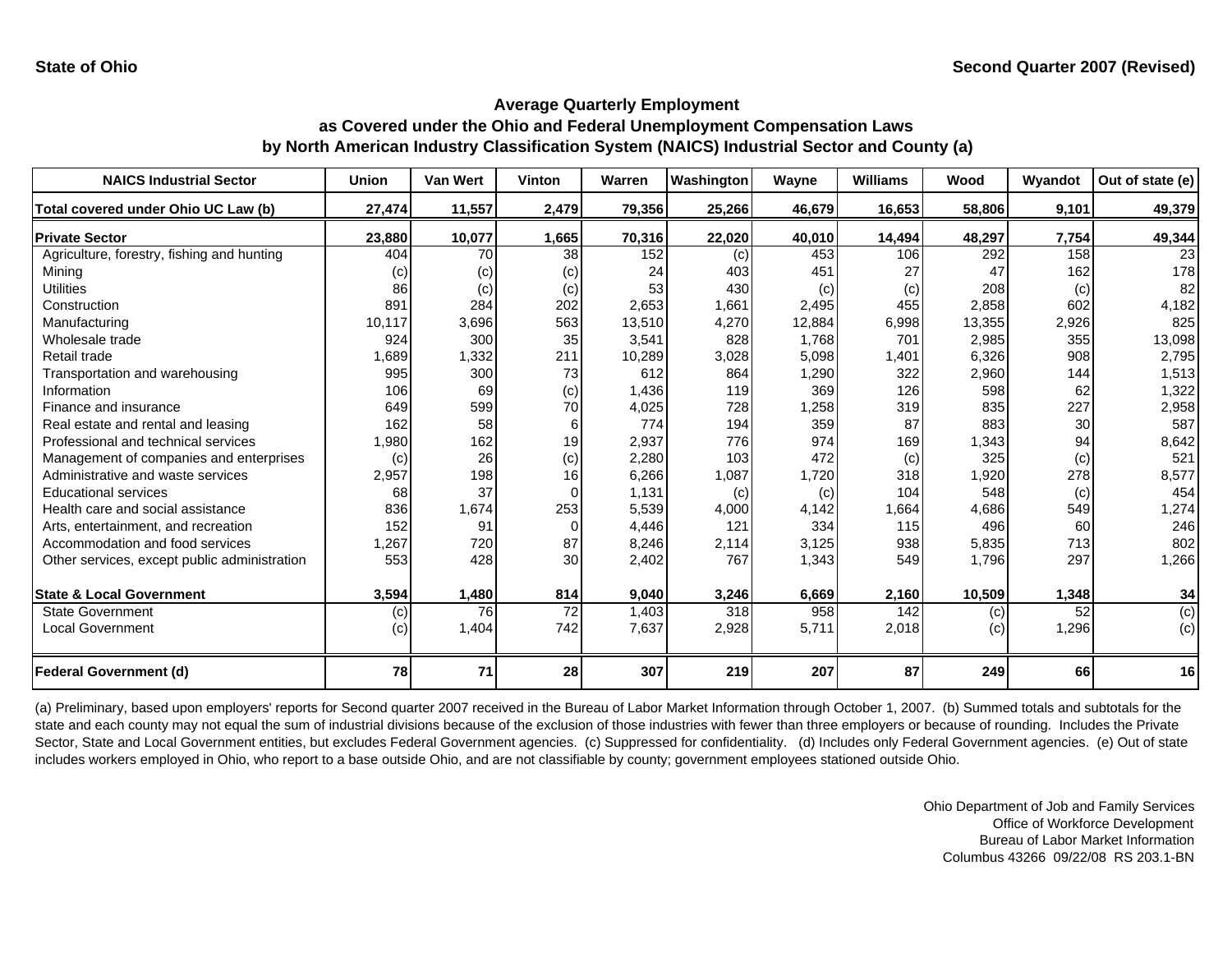State of Ohio

Second Quarter 2007 (Revised)

## Average Quarterly Employment as Covered under the Ohio and Federal Unemployment Compensation Laws by North American Industry Classification System (NAICS) Industrial Sector and County (a)

| NAICS Industrial Sector | Union | Van Wert | Vinton | Warren | Washington | Wayne | Williams | Wood | Wyandot | Out of state (e) |
|---|---|---|---|---|---|---|---|---|---|---|
| **Total covered under Ohio UC Law (b)** | **27,474** | **11,557** | **2,479** | **79,356** | **25,266** | **46,679** | **16,653** | **58,806** | **9,101** | **49,379** |
| **Private Sector** | **23,880** | **10,077** | **1,665** | **70,316** | **22,020** | **40,010** | **14,494** | **48,297** | **7,754** | **49,344** |
| Agriculture, forestry, fishing and hunting | 404 | 70 | 38 | 152 | (c) | 453 | 106 | 292 | 158 | 23 |
| Mining | (c) | (c) | (c) | 24 | 403 | 451 | 27 | 47 | 162 | 178 |
| Utilities | 86 | (c) | (c) | 53 | 430 | (c) | (c) | 208 | (c) | 82 |
| Construction | 891 | 284 | 202 | 2,653 | 1,661 | 2,495 | 455 | 2,858 | 602 | 4,182 |
| Manufacturing | 10,117 | 3,696 | 563 | 13,510 | 4,270 | 12,884 | 6,998 | 13,355 | 2,926 | 825 |
| Wholesale trade | 924 | 300 | 35 | 3,541 | 828 | 1,768 | 701 | 2,985 | 355 | 13,098 |
| Retail trade | 1,689 | 1,332 | 211 | 10,289 | 3,028 | 5,098 | 1,401 | 6,326 | 908 | 2,795 |
| Transportation and warehousing | 995 | 300 | 73 | 612 | 864 | 1,290 | 322 | 2,960 | 144 | 1,513 |
| Information | 106 | 69 | (c) | 1,436 | 119 | 369 | 126 | 598 | 62 | 1,322 |
| Finance and insurance | 649 | 599 | 70 | 4,025 | 728 | 1,258 | 319 | 835 | 227 | 2,958 |
| Real estate and rental and leasing | 162 | 58 | 6 | 774 | 194 | 359 | 87 | 883 | 30 | 587 |
| Professional and technical services | 1,980 | 162 | 19 | 2,937 | 776 | 974 | 169 | 1,343 | 94 | 8,642 |
| Management of companies and enterprises | (c) | 26 | (c) | 2,280 | 103 | 472 | (c) | 325 | (c) | 521 |
| Administrative and waste services | 2,957 | 198 | 16 | 6,266 | 1,087 | 1,720 | 318 | 1,920 | 278 | 8,577 |
| Educational services | 68 | 37 | 0 | 1,131 | (c) | (c) | 104 | 548 | (c) | 454 |
| Health care and social assistance | 836 | 1,674 | 253 | 5,539 | 4,000 | 4,142 | 1,664 | 4,686 | 549 | 1,274 |
| Arts, entertainment, and recreation | 152 | 91 | 0 | 4,446 | 121 | 334 | 115 | 496 | 60 | 246 |
| Accommodation and food services | 1,267 | 720 | 87 | 8,246 | 2,114 | 3,125 | 938 | 5,835 | 713 | 802 |
| Other services, except public administration | 553 | 428 | 30 | 2,402 | 767 | 1,343 | 549 | 1,796 | 297 | 1,266 |
| **State & Local Government** | **3,594** | **1,480** | **814** | **9,040** | **3,246** | **6,669** | **2,160** | **10,509** | **1,348** | **34** |
| State Government | (c) | 76 | 72 | 1,403 | 318 | 958 | 142 | (c) | 52 | (c) |
| Local Government | (c) | 1,404 | 742 | 7,637 | 2,928 | 5,711 | 2,018 | (c) | 1,296 | (c) |
| **Federal Government (d)** | **78** | **71** | **28** | **307** | **219** | **207** | **87** | **249** | **66** | **16** |

(a) Preliminary, based upon employers' reports for Second quarter 2007 received in the Bureau of Labor Market Information through October 1, 2007. (b) Summed totals and subtotals for the state and each county may not equal the sum of industrial divisions because of the exclusion of those industries with fewer than three employers or because of rounding. Includes the Private Sector, State and Local Government entities, but excludes Federal Government agencies. (c) Suppressed for confidentiality. (d) Includes only Federal Government agencies. (e) Out of state includes workers employed in Ohio, who report to a base outside Ohio, and are not classifiable by county; government employees stationed outside Ohio.

Ohio Department of Job and Family Services
Office of Workforce Development
Bureau of Labor Market Information
Columbus 43266 09/22/08 RS 203.1-BN